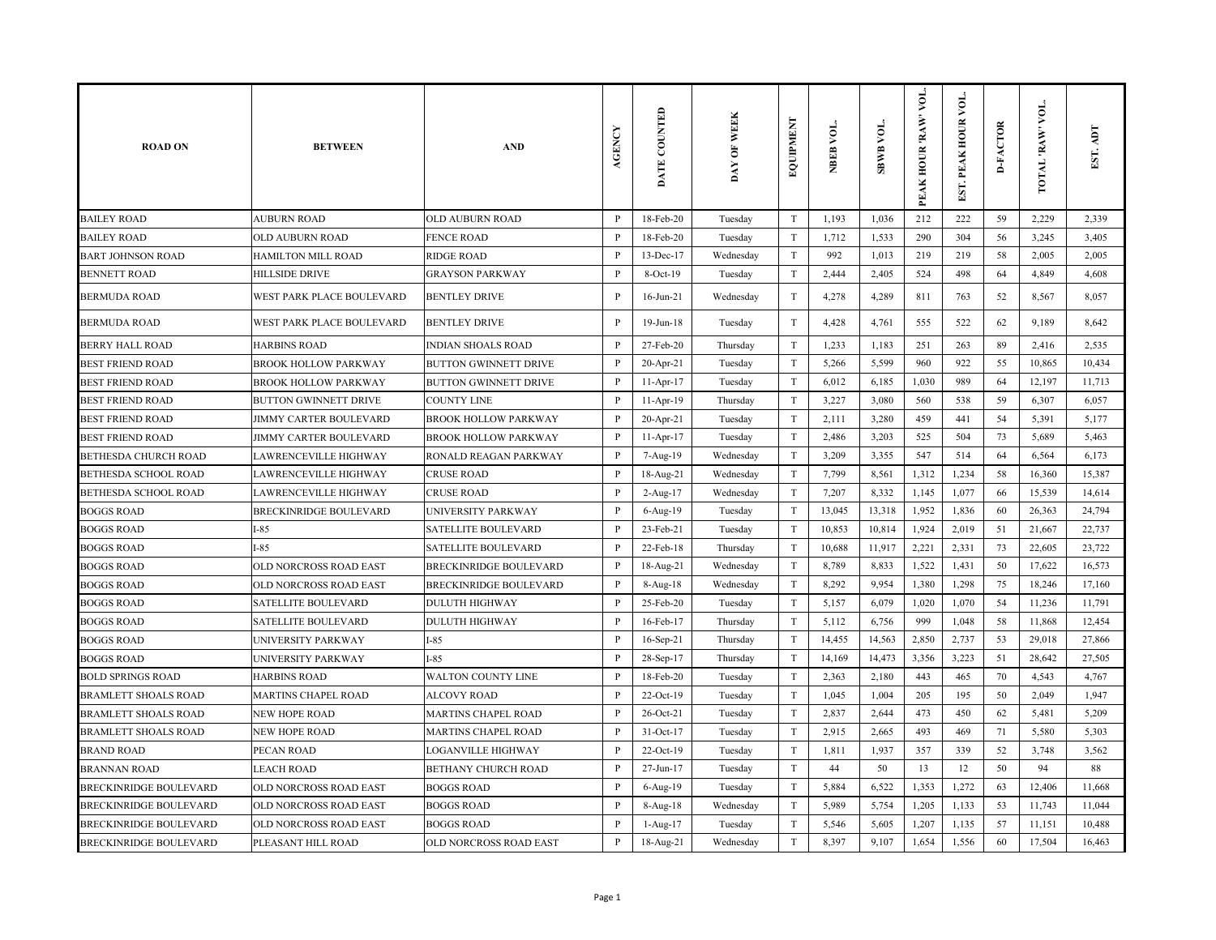| ROAD ON | BETWEEN | AND | AGENCY | DATE COUNTED | DAY OF WEEK | EQUIPMENT | NBEB VOL. | SBWB VOL. | PEAK HOUR 'RAW' VOL. | EST. PEAK HOUR VOL. | D-FACTOR | TOTAL 'RAW' VOL. | EST. ADT |
|---|---|---|---|---|---|---|---|---|---|---|---|---|---|
| BAILEY ROAD | AUBURN ROAD | OLD AUBURN ROAD | P | 18-Feb-20 | Tuesday | T | 1,193 | 1,036 | 212 | 222 | 59 | 2,229 | 2,339 |
| BAILEY ROAD | OLD AUBURN ROAD | FENCE ROAD | P | 18-Feb-20 | Tuesday | T | 1,712 | 1,533 | 290 | 304 | 56 | 3,245 | 3,405 |
| BART JOHNSON ROAD | HAMILTON MILL ROAD | RIDGE ROAD | P | 13-Dec-17 | Wednesday | T | 992 | 1,013 | 219 | 219 | 58 | 2,005 | 2,005 |
| BENNETT ROAD | HILLSIDE DRIVE | GRAYSON PARKWAY | P | 8-Oct-19 | Tuesday | T | 2,444 | 2,405 | 524 | 498 | 64 | 4,849 | 4,608 |
| BERMUDA ROAD | WEST PARK PLACE BOULEVARD | BENTLEY DRIVE | P | 16-Jun-21 | Wednesday | T | 4,278 | 4,289 | 811 | 763 | 52 | 8,567 | 8,057 |
| BERMUDA ROAD | WEST PARK PLACE BOULEVARD | BENTLEY DRIVE | P | 19-Jun-18 | Tuesday | T | 4,428 | 4,761 | 555 | 522 | 62 | 9,189 | 8,642 |
| BERRY HALL ROAD | HARBINS ROAD | INDIAN SHOALS ROAD | P | 27-Feb-20 | Thursday | T | 1,233 | 1,183 | 251 | 263 | 89 | 2,416 | 2,535 |
| BEST FRIEND ROAD | BROOK HOLLOW PARKWAY | BUTTON GWINNETT DRIVE | P | 20-Apr-21 | Tuesday | T | 5,266 | 5,599 | 960 | 922 | 55 | 10,865 | 10,434 |
| BEST FRIEND ROAD | BROOK HOLLOW PARKWAY | BUTTON GWINNETT DRIVE | P | 11-Apr-17 | Tuesday | T | 6,012 | 6,185 | 1,030 | 989 | 64 | 12,197 | 11,713 |
| BEST FRIEND ROAD | BUTTON GWINNETT DRIVE | COUNTY LINE | P | 11-Apr-19 | Thursday | T | 3,227 | 3,080 | 560 | 538 | 59 | 6,307 | 6,057 |
| BEST FRIEND ROAD | JIMMY CARTER BOULEVARD | BROOK HOLLOW PARKWAY | P | 20-Apr-21 | Tuesday | T | 2,111 | 3,280 | 459 | 441 | 54 | 5,391 | 5,177 |
| BEST FRIEND ROAD | JIMMY CARTER BOULEVARD | BROOK HOLLOW PARKWAY | P | 11-Apr-17 | Tuesday | T | 2,486 | 3,203 | 525 | 504 | 73 | 5,689 | 5,463 |
| BETHESDA CHURCH ROAD | LAWRENCEVILLE HIGHWAY | RONALD REAGAN PARKWAY | P | 7-Aug-19 | Wednesday | T | 3,209 | 3,355 | 547 | 514 | 64 | 6,564 | 6,173 |
| BETHESDA SCHOOL ROAD | LAWRENCEVILLE HIGHWAY | CRUSE ROAD | P | 18-Aug-21 | Wednesday | T | 7,799 | 8,561 | 1,312 | 1,234 | 58 | 16,360 | 15,387 |
| BETHESDA SCHOOL ROAD | LAWRENCEVILLE HIGHWAY | CRUSE ROAD | P | 2-Aug-17 | Wednesday | T | 7,207 | 8,332 | 1,145 | 1,077 | 66 | 15,539 | 14,614 |
| BOGGS ROAD | BRECKINRIDGE BOULEVARD | UNIVERSITY PARKWAY | P | 6-Aug-19 | Tuesday | T | 13,045 | 13,318 | 1,952 | 1,836 | 60 | 26,363 | 24,794 |
| BOGGS ROAD | I-85 | SATELLITE BOULEVARD | P | 23-Feb-21 | Tuesday | T | 10,853 | 10,814 | 1,924 | 2,019 | 51 | 21,667 | 22,737 |
| BOGGS ROAD | I-85 | SATELLITE BOULEVARD | P | 22-Feb-18 | Thursday | T | 10,688 | 11,917 | 2,221 | 2,331 | 73 | 22,605 | 23,722 |
| BOGGS ROAD | OLD NORCROSS ROAD EAST | BRECKINRIDGE BOULEVARD | P | 18-Aug-21 | Wednesday | T | 8,789 | 8,833 | 1,522 | 1,431 | 50 | 17,622 | 16,573 |
| BOGGS ROAD | OLD NORCROSS ROAD EAST | BRECKINRIDGE BOULEVARD | P | 8-Aug-18 | Wednesday | T | 8,292 | 9,954 | 1,380 | 1,298 | 75 | 18,246 | 17,160 |
| BOGGS ROAD | SATELLITE BOULEVARD | DULUTH HIGHWAY | P | 25-Feb-20 | Tuesday | T | 5,157 | 6,079 | 1,020 | 1,070 | 54 | 11,236 | 11,791 |
| BOGGS ROAD | SATELLITE BOULEVARD | DULUTH HIGHWAY | P | 16-Feb-17 | Thursday | T | 5,112 | 6,756 | 999 | 1,048 | 58 | 11,868 | 12,454 |
| BOGGS ROAD | UNIVERSITY PARKWAY | I-85 | P | 16-Sep-21 | Thursday | T | 14,455 | 14,563 | 2,850 | 2,737 | 53 | 29,018 | 27,866 |
| BOGGS ROAD | UNIVERSITY PARKWAY | I-85 | P | 28-Sep-17 | Thursday | T | 14,169 | 14,473 | 3,356 | 3,223 | 51 | 28,642 | 27,505 |
| BOLD SPRINGS ROAD | HARBINS ROAD | WALTON COUNTY LINE | P | 18-Feb-20 | Tuesday | T | 2,363 | 2,180 | 443 | 465 | 70 | 4,543 | 4,767 |
| BRAMLETT SHOALS ROAD | MARTINS CHAPEL ROAD | ALCOVY ROAD | P | 22-Oct-19 | Tuesday | T | 1,045 | 1,004 | 205 | 195 | 50 | 2,049 | 1,947 |
| BRAMLETT SHOALS ROAD | NEW HOPE ROAD | MARTINS CHAPEL ROAD | P | 26-Oct-21 | Tuesday | T | 2,837 | 2,644 | 473 | 450 | 62 | 5,481 | 5,209 |
| BRAMLETT SHOALS ROAD | NEW HOPE ROAD | MARTINS CHAPEL ROAD | P | 31-Oct-17 | Tuesday | T | 2,915 | 2,665 | 493 | 469 | 71 | 5,580 | 5,303 |
| BRAND ROAD | PECAN ROAD | LOGANVILLE HIGHWAY | P | 22-Oct-19 | Tuesday | T | 1,811 | 1,937 | 357 | 339 | 52 | 3,748 | 3,562 |
| BRANNAN ROAD | LEACH ROAD | BETHANY CHURCH ROAD | P | 27-Jun-17 | Tuesday | T | 44 | 50 | 13 | 12 | 50 | 94 | 88 |
| BRECKINRIDGE BOULEVARD | OLD NORCROSS ROAD EAST | BOGGS ROAD | P | 6-Aug-19 | Tuesday | T | 5,884 | 6,522 | 1,353 | 1,272 | 63 | 12,406 | 11,668 |
| BRECKINRIDGE BOULEVARD | OLD NORCROSS ROAD EAST | BOGGS ROAD | P | 8-Aug-18 | Wednesday | T | 5,989 | 5,754 | 1,205 | 1,133 | 53 | 11,743 | 11,044 |
| BRECKINRIDGE BOULEVARD | OLD NORCROSS ROAD EAST | BOGGS ROAD | P | 1-Aug-17 | Tuesday | T | 5,546 | 5,605 | 1,207 | 1,135 | 57 | 11,151 | 10,488 |
| BRECKINRIDGE BOULEVARD | PLEASANT HILL ROAD | OLD NORCROSS ROAD EAST | P | 18-Aug-21 | Wednesday | T | 8,397 | 9,107 | 1,654 | 1,556 | 60 | 17,504 | 16,463 |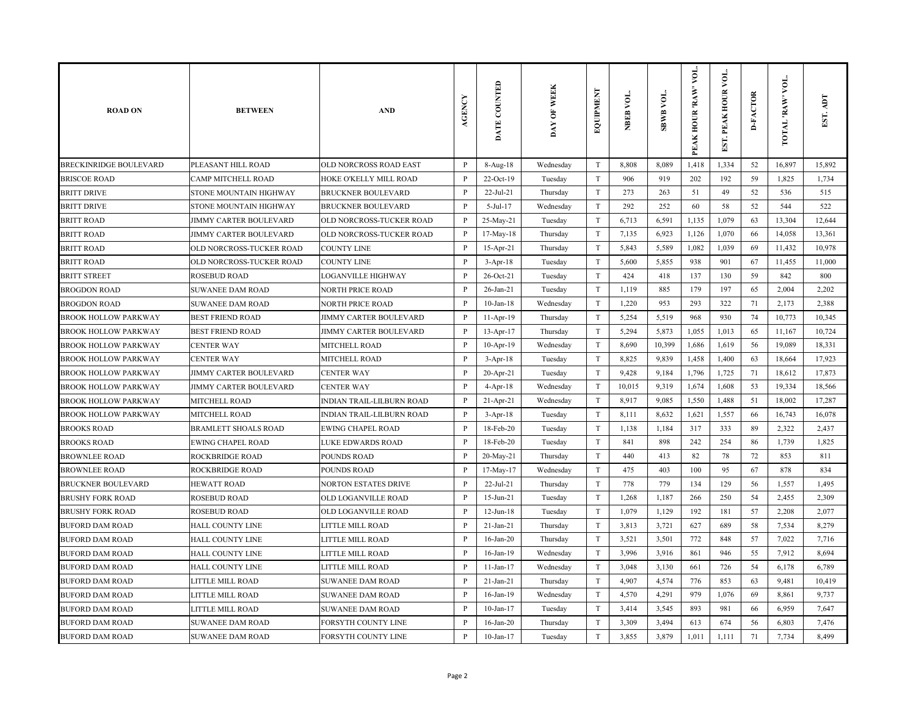| ROAD ON | BETWEEN | AND | AGENCY | DATE COUNTED | DAY OF WEEK | EQUIPMENT | NBEB VOL. | SBWB VOL. | PEAK HOUR 'RAW' VOL. | EST. PEAK HOUR VOL. | D-FACTOR | TOTAL 'RAW' VOL. | EST. ADT |
|---|---|---|---|---|---|---|---|---|---|---|---|---|---|
| BRECKINRIDGE BOULEVARD | PLEASANT HILL ROAD | OLD NORCROSS ROAD EAST | P | 8-Aug-18 | Wednesday | T | 8,808 | 8,089 | 1,418 | 1,334 | 52 | 16,897 | 15,892 |
| BRISCOE ROAD | CAMP MITCHELL ROAD | HOKE O'KELLY MILL ROAD | P | 22-Oct-19 | Tuesday | T | 906 | 919 | 202 | 192 | 59 | 1,825 | 1,734 |
| BRITT DRIVE | STONE MOUNTAIN HIGHWAY | BRUCKNER BOULEVARD | P | 22-Jul-21 | Thursday | T | 273 | 263 | 51 | 49 | 52 | 536 | 515 |
| BRITT DRIVE | STONE MOUNTAIN HIGHWAY | BRUCKNER BOULEVARD | P | 5-Jul-17 | Wednesday | T | 292 | 252 | 60 | 58 | 52 | 544 | 522 |
| BRITT ROAD | JIMMY CARTER BOULEVARD | OLD NORCROSS-TUCKER ROAD | P | 25-May-21 | Tuesday | T | 6,713 | 6,591 | 1,135 | 1,079 | 63 | 13,304 | 12,644 |
| BRITT ROAD | JIMMY CARTER BOULEVARD | OLD NORCROSS-TUCKER ROAD | P | 17-May-18 | Thursday | T | 7,135 | 6,923 | 1,126 | 1,070 | 66 | 14,058 | 13,361 |
| BRITT ROAD | OLD NORCROSS-TUCKER ROAD | COUNTY LINE | P | 15-Apr-21 | Thursday | T | 5,843 | 5,589 | 1,082 | 1,039 | 69 | 11,432 | 10,978 |
| BRITT ROAD | OLD NORCROSS-TUCKER ROAD | COUNTY LINE | P | 3-Apr-18 | Tuesday | T | 5,600 | 5,855 | 938 | 901 | 67 | 11,455 | 11,000 |
| BRITT STREET | ROSEBUD ROAD | LOGANVILLE HIGHWAY | P | 26-Oct-21 | Tuesday | T | 424 | 418 | 137 | 130 | 59 | 842 | 800 |
| BROGDON ROAD | SUWANEE DAM ROAD | NORTH PRICE ROAD | P | 26-Jan-21 | Tuesday | T | 1,119 | 885 | 179 | 197 | 65 | 2,004 | 2,202 |
| BROGDON ROAD | SUWANEE DAM ROAD | NORTH PRICE ROAD | P | 10-Jan-18 | Wednesday | T | 1,220 | 953 | 293 | 322 | 71 | 2,173 | 2,388 |
| BROOK HOLLOW PARKWAY | BEST FRIEND ROAD | JIMMY CARTER BOULEVARD | P | 11-Apr-19 | Thursday | T | 5,254 | 5,519 | 968 | 930 | 74 | 10,773 | 10,345 |
| BROOK HOLLOW PARKWAY | BEST FRIEND ROAD | JIMMY CARTER BOULEVARD | P | 13-Apr-17 | Thursday | T | 5,294 | 5,873 | 1,055 | 1,013 | 65 | 11,167 | 10,724 |
| BROOK HOLLOW PARKWAY | CENTER WAY | MITCHELL ROAD | P | 10-Apr-19 | Wednesday | T | 8,690 | 10,399 | 1,686 | 1,619 | 56 | 19,089 | 18,331 |
| BROOK HOLLOW PARKWAY | CENTER WAY | MITCHELL ROAD | P | 3-Apr-18 | Tuesday | T | 8,825 | 9,839 | 1,458 | 1,400 | 63 | 18,664 | 17,923 |
| BROOK HOLLOW PARKWAY | JIMMY CARTER BOULEVARD | CENTER WAY | P | 20-Apr-21 | Tuesday | T | 9,428 | 9,184 | 1,796 | 1,725 | 71 | 18,612 | 17,873 |
| BROOK HOLLOW PARKWAY | JIMMY CARTER BOULEVARD | CENTER WAY | P | 4-Apr-18 | Wednesday | T | 10,015 | 9,319 | 1,674 | 1,608 | 53 | 19,334 | 18,566 |
| BROOK HOLLOW PARKWAY | MITCHELL ROAD | INDIAN TRAIL-LILBURN ROAD | P | 21-Apr-21 | Wednesday | T | 8,917 | 9,085 | 1,550 | 1,488 | 51 | 18,002 | 17,287 |
| BROOK HOLLOW PARKWAY | MITCHELL ROAD | INDIAN TRAIL-LILBURN ROAD | P | 3-Apr-18 | Tuesday | T | 8,111 | 8,632 | 1,621 | 1,557 | 66 | 16,743 | 16,078 |
| BROOKS ROAD | BRAMLETT SHOALS ROAD | EWING CHAPEL ROAD | P | 18-Feb-20 | Tuesday | T | 1,138 | 1,184 | 317 | 333 | 89 | 2,322 | 2,437 |
| BROOKS ROAD | EWING CHAPEL ROAD | LUKE EDWARDS ROAD | P | 18-Feb-20 | Tuesday | T | 841 | 898 | 242 | 254 | 86 | 1,739 | 1,825 |
| BROWNLEE ROAD | ROCKBRIDGE ROAD | POUNDS ROAD | P | 20-May-21 | Thursday | T | 440 | 413 | 82 | 78 | 72 | 853 | 811 |
| BROWNLEE ROAD | ROCKBRIDGE ROAD | POUNDS ROAD | P | 17-May-17 | Wednesday | T | 475 | 403 | 100 | 95 | 67 | 878 | 834 |
| BRUCKNER BOULEVARD | HEWATT ROAD | NORTON ESTATES DRIVE | P | 22-Jul-21 | Thursday | T | 778 | 779 | 134 | 129 | 56 | 1,557 | 1,495 |
| BRUSHY FORK ROAD | ROSEBUD ROAD | OLD LOGANVILLE ROAD | P | 15-Jun-21 | Tuesday | T | 1,268 | 1,187 | 266 | 250 | 54 | 2,455 | 2,309 |
| BRUSHY FORK ROAD | ROSEBUD ROAD | OLD LOGANVILLE ROAD | P | 12-Jun-18 | Tuesday | T | 1,079 | 1,129 | 192 | 181 | 57 | 2,208 | 2,077 |
| BUFORD DAM ROAD | HALL COUNTY LINE | LITTLE MILL ROAD | P | 21-Jan-21 | Thursday | T | 3,813 | 3,721 | 627 | 689 | 58 | 7,534 | 8,279 |
| BUFORD DAM ROAD | HALL COUNTY LINE | LITTLE MILL ROAD | P | 16-Jan-20 | Thursday | T | 3,521 | 3,501 | 772 | 848 | 57 | 7,022 | 7,716 |
| BUFORD DAM ROAD | HALL COUNTY LINE | LITTLE MILL ROAD | P | 16-Jan-19 | Wednesday | T | 3,996 | 3,916 | 861 | 946 | 55 | 7,912 | 8,694 |
| BUFORD DAM ROAD | HALL COUNTY LINE | LITTLE MILL ROAD | P | 11-Jan-17 | Wednesday | T | 3,048 | 3,130 | 661 | 726 | 54 | 6,178 | 6,789 |
| BUFORD DAM ROAD | LITTLE MILL ROAD | SUWANEE DAM ROAD | P | 21-Jan-21 | Thursday | T | 4,907 | 4,574 | 776 | 853 | 63 | 9,481 | 10,419 |
| BUFORD DAM ROAD | LITTLE MILL ROAD | SUWANEE DAM ROAD | P | 16-Jan-19 | Wednesday | T | 4,570 | 4,291 | 979 | 1,076 | 69 | 8,861 | 9,737 |
| BUFORD DAM ROAD | LITTLE MILL ROAD | SUWANEE DAM ROAD | P | 10-Jan-17 | Tuesday | T | 3,414 | 3,545 | 893 | 981 | 66 | 6,959 | 7,647 |
| BUFORD DAM ROAD | SUWANEE DAM ROAD | FORSYTH COUNTY LINE | P | 16-Jan-20 | Thursday | T | 3,309 | 3,494 | 613 | 674 | 56 | 6,803 | 7,476 |
| BUFORD DAM ROAD | SUWANEE DAM ROAD | FORSYTH COUNTY LINE | P | 10-Jan-17 | Tuesday | T | 3,855 | 3,879 | 1,011 | 1,111 | 71 | 7,734 | 8,499 |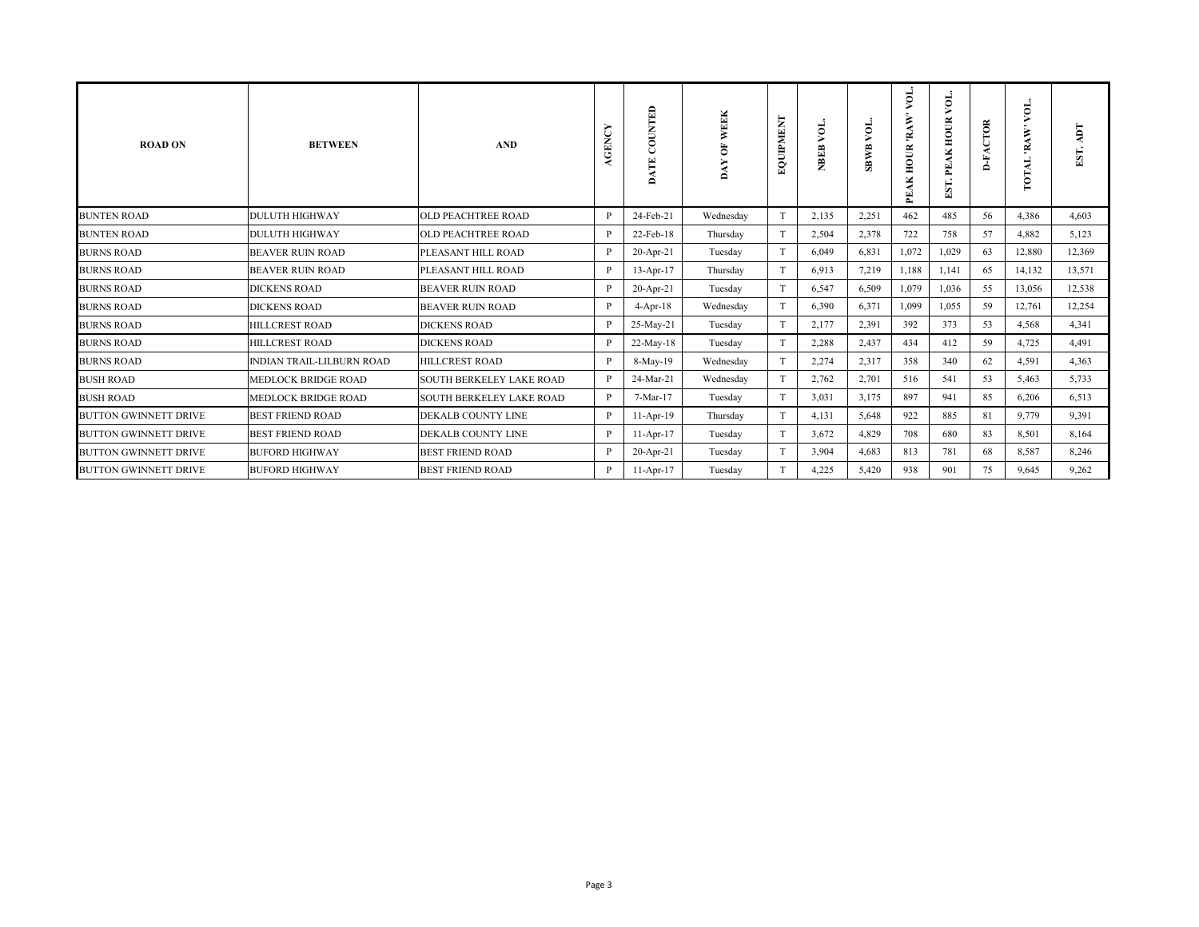| ROAD ON | BETWEEN | AND | AGENCY | DATE COUNTED | DAY OF WEEK | EQUIPMENT | NBEB VOL. | SBWB VOL. | PEAK HOUR 'RAW' VOL. | EST. PEAK HOUR VOL. | D-FACTOR | TOTAL 'RAW' VOL. | EST. ADT |
|---|---|---|---|---|---|---|---|---|---|---|---|---|---|
| BUNTEN ROAD | DULUTH HIGHWAY | OLD PEACHTREE ROAD | P | 24-Feb-21 | Wednesday | T | 2,135 | 2,251 | 462 | 485 | 56 | 4,386 | 4,603 |
| BUNTEN ROAD | DULUTH HIGHWAY | OLD PEACHTREE ROAD | P | 22-Feb-18 | Thursday | T | 2,504 | 2,378 | 722 | 758 | 57 | 4,882 | 5,123 |
| BURNS ROAD | BEAVER RUIN ROAD | PLEASANT HILL ROAD | P | 20-Apr-21 | Tuesday | T | 6,049 | 6,831 | 1,072 | 1,029 | 63 | 12,880 | 12,369 |
| BURNS ROAD | BEAVER RUIN ROAD | PLEASANT HILL ROAD | P | 13-Apr-17 | Thursday | T | 6,913 | 7,219 | 1,188 | 1,141 | 65 | 14,132 | 13,571 |
| BURNS ROAD | DICKENS ROAD | BEAVER RUIN ROAD | P | 20-Apr-21 | Tuesday | T | 6,547 | 6,509 | 1,079 | 1,036 | 55 | 13,056 | 12,538 |
| BURNS ROAD | DICKENS ROAD | BEAVER RUIN ROAD | P | 4-Apr-18 | Wednesday | T | 6,390 | 6,371 | 1,099 | 1,055 | 59 | 12,761 | 12,254 |
| BURNS ROAD | HILLCREST ROAD | DICKENS ROAD | P | 25-May-21 | Tuesday | T | 2,177 | 2,391 | 392 | 373 | 53 | 4,568 | 4,341 |
| BURNS ROAD | HILLCREST ROAD | DICKENS ROAD | P | 22-May-18 | Tuesday | T | 2,288 | 2,437 | 434 | 412 | 59 | 4,725 | 4,491 |
| BURNS ROAD | INDIAN TRAIL-LILBURN ROAD | HILLCREST ROAD | P | 8-May-19 | Wednesday | T | 2,274 | 2,317 | 358 | 340 | 62 | 4,591 | 4,363 |
| BUSH ROAD | MEDLOCK BRIDGE ROAD | SOUTH BERKELEY LAKE ROAD | P | 24-Mar-21 | Wednesday | T | 2,762 | 2,701 | 516 | 541 | 53 | 5,463 | 5,733 |
| BUSH ROAD | MEDLOCK BRIDGE ROAD | SOUTH BERKELEY LAKE ROAD | P | 7-Mar-17 | Tuesday | T | 3,031 | 3,175 | 897 | 941 | 85 | 6,206 | 6,513 |
| BUTTON GWINNETT DRIVE | BEST FRIEND ROAD | DEKALB COUNTY LINE | P | 11-Apr-19 | Thursday | T | 4,131 | 5,648 | 922 | 885 | 81 | 9,779 | 9,391 |
| BUTTON GWINNETT DRIVE | BEST FRIEND ROAD | DEKALB COUNTY LINE | P | 11-Apr-17 | Tuesday | T | 3,672 | 4,829 | 708 | 680 | 83 | 8,501 | 8,164 |
| BUTTON GWINNETT DRIVE | BUFORD HIGHWAY | BEST FRIEND ROAD | P | 20-Apr-21 | Tuesday | T | 3,904 | 4,683 | 813 | 781 | 68 | 8,587 | 8,246 |
| BUTTON GWINNETT DRIVE | BUFORD HIGHWAY | BEST FRIEND ROAD | P | 11-Apr-17 | Tuesday | T | 4,225 | 5,420 | 938 | 901 | 75 | 9,645 | 9,262 |